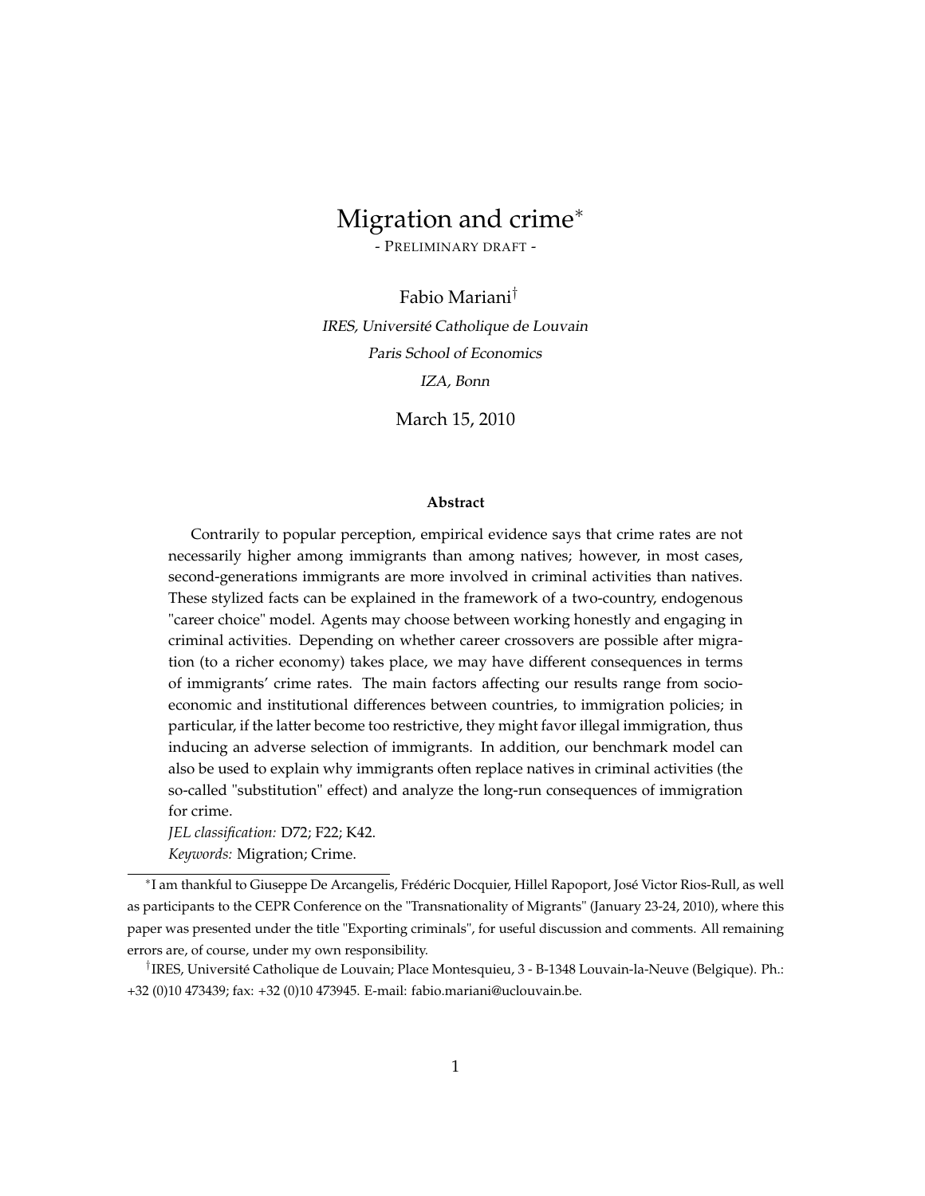# Migration and crime[*]

- PRELIMINARY DRAFT -

Fabio Mariani[†]

*IRES, Université Catholique de Louvain*

*Paris School of Economics*

*IZA, Bonn*

March 15, 2010

**Abstract**

Contrarily to popular perception, empirical evidence says that crime rates are not necessarily higher among immigrants than among natives; however, in most cases, second-generations immigrants are more involved in criminal activities than natives. These stylized facts can be explained in the framework of a two-country, endogenous "career choice" model. Agents may choose between working honestly and engaging in criminal activities. Depending on whether career crossovers are possible after migration (to a richer economy) takes place, we may have different consequences in terms of immigrants' crime rates. The main factors affecting our results range from socio-economic and institutional differences between countries, to immigration policies; in particular, if the latter become too restrictive, they might favor illegal immigration, thus inducing an adverse selection of immigrants. In addition, our benchmark model can also be used to explain why immigrants often replace natives in criminal activities (the so-called "substitution" effect) and analyze the long-run consequences of immigration for crime.

*JEL classification:* D72; F22; K42.

*Keywords:* Migration; Crime.

---

[*] I am thankful to Giuseppe De Arcangelis, Frédéric Docquier, Hillel Rapoport, José Victor Rios-Rull, as well as participants to the CEPR Conference on the "Transnationality of Migrants" (January 23-24, 2010), where this paper was presented under the title "Exporting criminals", for useful discussion and comments. All remaining errors are, of course, under my own responsibility.

[†] IRES, Université Catholique de Louvain; Place Montesquieu, 3 - B-1348 Louvain-la-Neuve (Belgique). Ph.: +32 (0)10 473439; fax: +32 (0)10 473945. E-mail: fabio.mariani@uclouvain.be.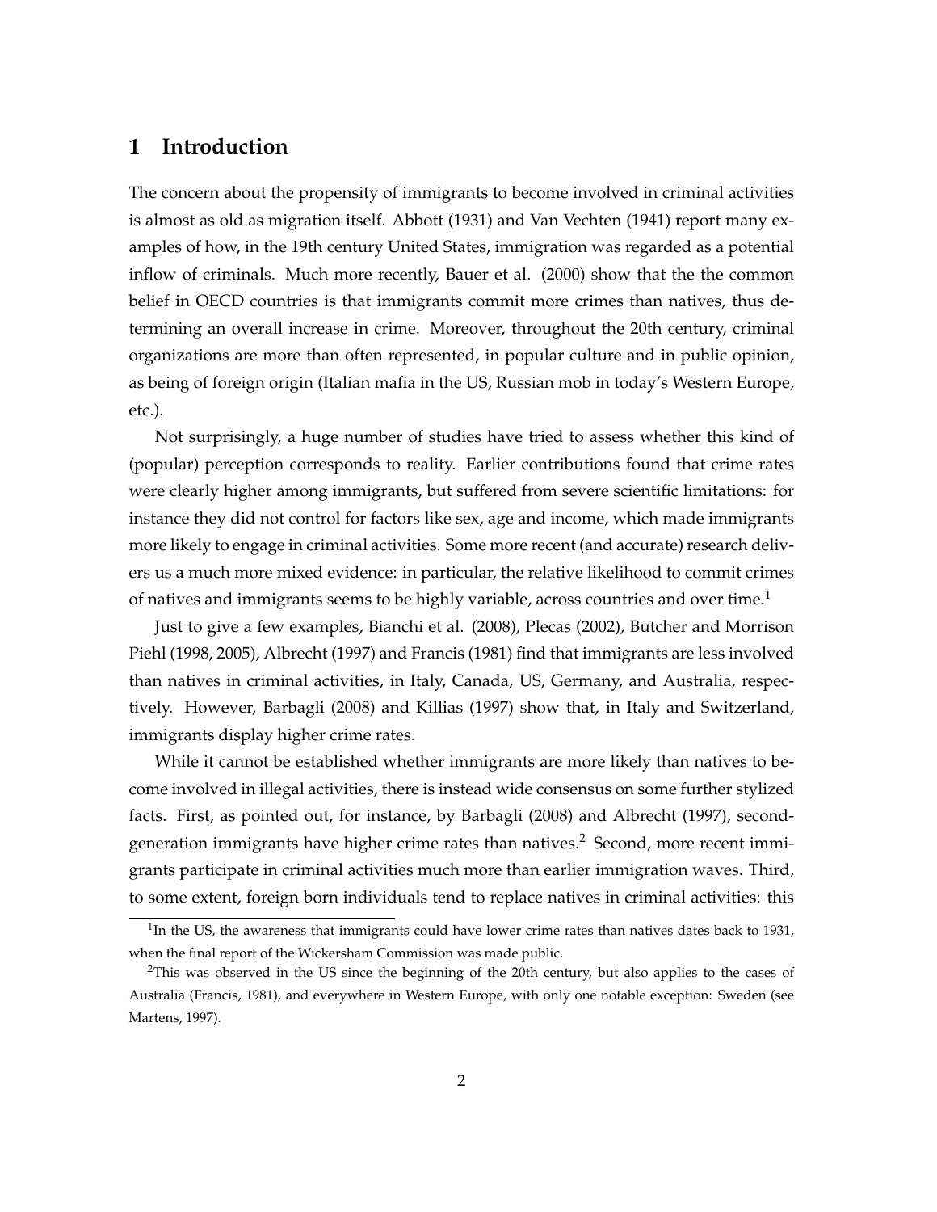# 1 Introduction

The concern about the propensity of immigrants to become involved in criminal activities is almost as old as migration itself. Abbott (1931) and Van Vechten (1941) report many examples of how, in the 19th century United States, immigration was regarded as a potential inflow of criminals. Much more recently, Bauer et al. (2000) show that the the common belief in OECD countries is that immigrants commit more crimes than natives, thus determining an overall increase in crime. Moreover, throughout the 20th century, criminal organizations are more than often represented, in popular culture and in public opinion, as being of foreign origin (Italian mafia in the US, Russian mob in today's Western Europe, etc.).

Not surprisingly, a huge number of studies have tried to assess whether this kind of (popular) perception corresponds to reality. Earlier contributions found that crime rates were clearly higher among immigrants, but suffered from severe scientific limitations: for instance they did not control for factors like sex, age and income, which made immigrants more likely to engage in criminal activities. Some more recent (and accurate) research delivers us a much more mixed evidence: in particular, the relative likelihood to commit crimes of natives and immigrants seems to be highly variable, across countries and over time.[1]

Just to give a few examples, Bianchi et al. (2008), Plecas (2002), Butcher and Morrison Piehl (1998, 2005), Albrecht (1997) and Francis (1981) find that immigrants are less involved than natives in criminal activities, in Italy, Canada, US, Germany, and Australia, respectively. However, Barbagli (2008) and Killias (1997) show that, in Italy and Switzerland, immigrants display higher crime rates.

While it cannot be established whether immigrants are more likely than natives to become involved in illegal activities, there is instead wide consensus on some further stylized facts. First, as pointed out, for instance, by Barbagli (2008) and Albrecht (1997), second-generation immigrants have higher crime rates than natives.[2] Second, more recent immigrants participate in criminal activities much more than earlier immigration waves. Third, to some extent, foreign born individuals tend to replace natives in criminal activities: this

[1] In the US, the awareness that immigrants could have lower crime rates than natives dates back to 1931, when the final report of the Wickersham Commission was made public.

[2] This was observed in the US since the beginning of the 20th century, but also applies to the cases of Australia (Francis, 1981), and everywhere in Western Europe, with only one notable exception: Sweden (see Martens, 1997).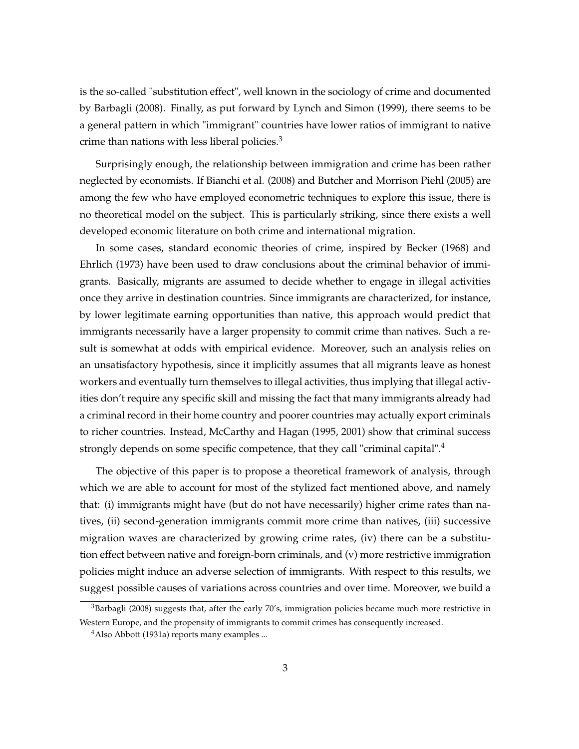is the so-called "substitution effect", well known in the sociology of crime and documented by Barbagli (2008). Finally, as put forward by Lynch and Simon (1999), there seems to be a general pattern in which "immigrant" countries have lower ratios of immigrant to native crime than nations with less liberal policies.[3]

Surprisingly enough, the relationship between immigration and crime has been rather neglected by economists. If Bianchi et al. (2008) and Butcher and Morrison Piehl (2005) are among the few who have employed econometric techniques to explore this issue, there is no theoretical model on the subject. This is particularly striking, since there exists a well developed economic literature on both crime and international migration.

In some cases, standard economic theories of crime, inspired by Becker (1968) and Ehrlich (1973) have been used to draw conclusions about the criminal behavior of immigrants. Basically, migrants are assumed to decide whether to engage in illegal activities once they arrive in destination countries. Since immigrants are characterized, for instance, by lower legitimate earning opportunities than native, this approach would predict that immigrants necessarily have a larger propensity to commit crime than natives. Such a result is somewhat at odds with empirical evidence. Moreover, such an analysis relies on an unsatisfactory hypothesis, since it implicitly assumes that all migrants leave as honest workers and eventually turn themselves to illegal activities, thus implying that illegal activities don't require any specific skill and missing the fact that many immigrants already had a criminal record in their home country and poorer countries may actually export criminals to richer countries. Instead, McCarthy and Hagan (1995, 2001) show that criminal success strongly depends on some specific competence, that they call "criminal capital".[4]

The objective of this paper is to propose a theoretical framework of analysis, through which we are able to account for most of the stylized fact mentioned above, and namely that: (i) immigrants might have (but do not have necessarily) higher crime rates than natives, (ii) second-generation immigrants commit more crime than natives, (iii) successive migration waves are characterized by growing crime rates, (iv) there can be a substitution effect between native and foreign-born criminals, and (v) more restrictive immigration policies might induce an adverse selection of immigrants. With respect to this results, we suggest possible causes of variations across countries and over time. Moreover, we build a

[3] Barbagli (2008) suggests that, after the early 70's, immigration policies became much more restrictive in Western Europe, and the propensity of immigrants to commit crimes has consequently increased.

[4] Also Abbott (1931a) reports many examples ...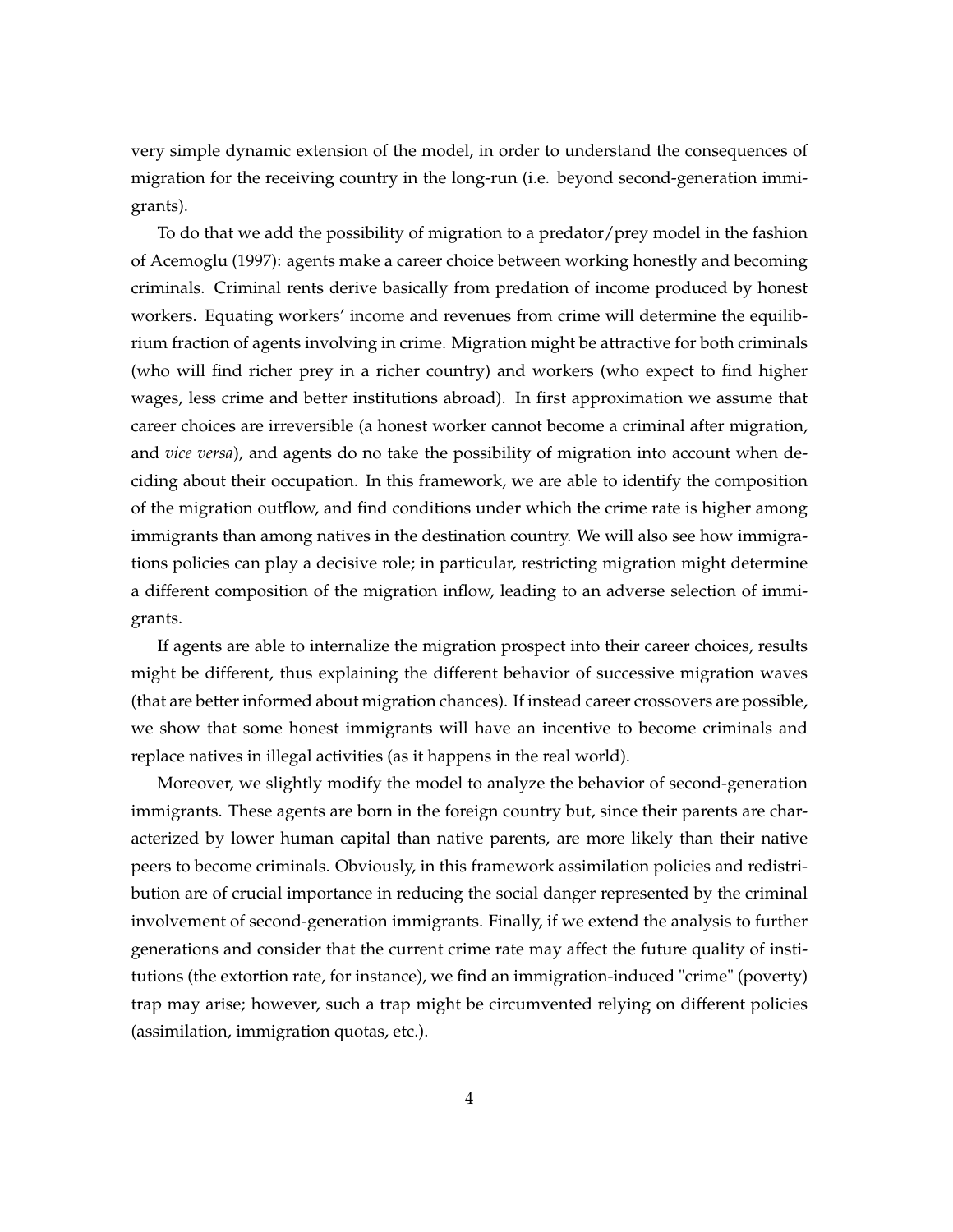very simple dynamic extension of the model, in order to understand the consequences of migration for the receiving country in the long-run (i.e. beyond second-generation immigrants).

To do that we add the possibility of migration to a predator/prey model in the fashion of Acemoglu (1997): agents make a career choice between working honestly and becoming criminals. Criminal rents derive basically from predation of income produced by honest workers. Equating workers' income and revenues from crime will determine the equilibrium fraction of agents involving in crime. Migration might be attractive for both criminals (who will find richer prey in a richer country) and workers (who expect to find higher wages, less crime and better institutions abroad). In first approximation we assume that career choices are irreversible (a honest worker cannot become a criminal after migration, and *vice versa*), and agents do no take the possibility of migration into account when deciding about their occupation. In this framework, we are able to identify the composition of the migration outflow, and find conditions under which the crime rate is higher among immigrants than among natives in the destination country. We will also see how immigrations policies can play a decisive role; in particular, restricting migration might determine a different composition of the migration inflow, leading to an adverse selection of immigrants.

If agents are able to internalize the migration prospect into their career choices, results might be different, thus explaining the different behavior of successive migration waves (that are better informed about migration chances). If instead career crossovers are possible, we show that some honest immigrants will have an incentive to become criminals and replace natives in illegal activities (as it happens in the real world).

Moreover, we slightly modify the model to analyze the behavior of second-generation immigrants. These agents are born in the foreign country but, since their parents are characterized by lower human capital than native parents, are more likely than their native peers to become criminals. Obviously, in this framework assimilation policies and redistribution are of crucial importance in reducing the social danger represented by the criminal involvement of second-generation immigrants. Finally, if we extend the analysis to further generations and consider that the current crime rate may affect the future quality of institutions (the extortion rate, for instance), we find an immigration-induced "crime" (poverty) trap may arise; however, such a trap might be circumvented relying on different policies (assimilation, immigration quotas, etc.).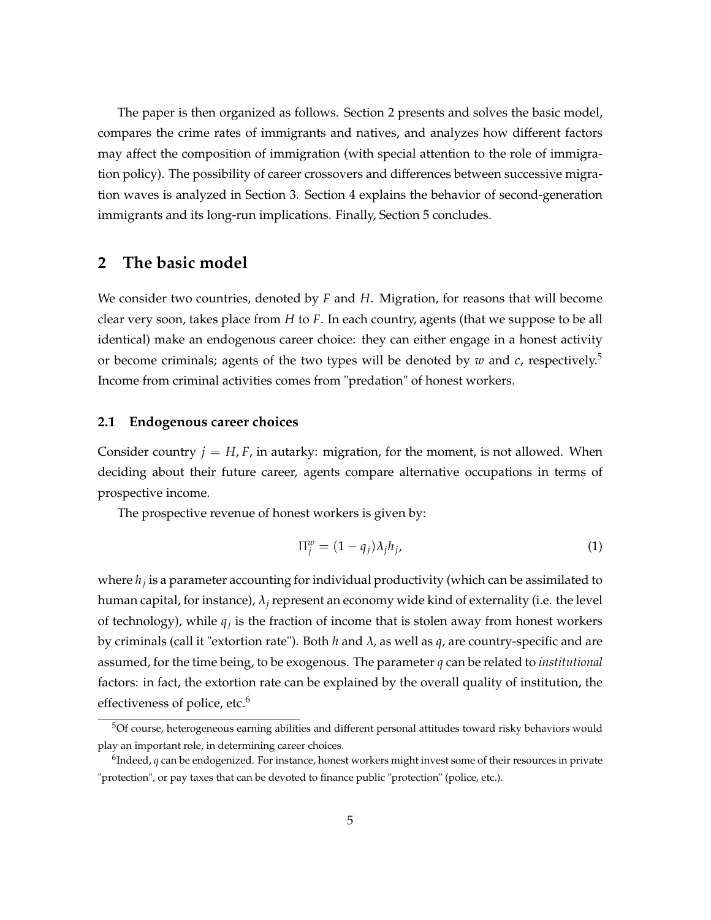The paper is then organized as follows. Section 2 presents and solves the basic model, compares the crime rates of immigrants and natives, and analyzes how different factors may affect the composition of immigration (with special attention to the role of immigration policy). The possibility of career crossovers and differences between successive migration waves is analyzed in Section 3. Section 4 explains the behavior of second-generation immigrants and its long-run implications. Finally, Section 5 concludes.

## 2 The basic model

We consider two countries, denoted by $F$ and $H$. Migration, for reasons that will become clear very soon, takes place from $H$ to $F$. In each country, agents (that we suppose to be all identical) make an endogenous career choice: they can either engage in a honest activity or become criminals; agents of the two types will be denoted by $w$ and $c$, respectively.[5] Income from criminal activities comes from "predation" of honest workers.

### 2.1 Endogenous career choices

Consider country $j = H, F$, in autarky: migration, for the moment, is not allowed. When deciding about their future career, agents compare alternative occupations in terms of prospective income.

The prospective revenue of honest workers is given by:

$$\Pi_j^w = (1 - q_j)\lambda_j h_j, \tag{1}$$

where $h_j$ is a parameter accounting for individual productivity (which can be assimilated to human capital, for instance), $\lambda_j$ represent an economy wide kind of externality (i.e. the level of technology), while $q_j$ is the fraction of income that is stolen away from honest workers by criminals (call it "extortion rate"). Both $h$ and $\lambda$, as well as $q$, are country-specific and are assumed, for the time being, to be exogenous. The parameter $q$ can be related to *institutional* factors: in fact, the extortion rate can be explained by the overall quality of institution, the effectiveness of police, etc.[6]

---

[5] Of course, heterogeneous earning abilities and different personal attitudes toward risky behaviors would play an important role, in determining career choices.

[6] Indeed, $q$ can be endogenized. For instance, honest workers might invest some of their resources in private "protection", or pay taxes that can be devoted to finance public "protection" (police, etc.).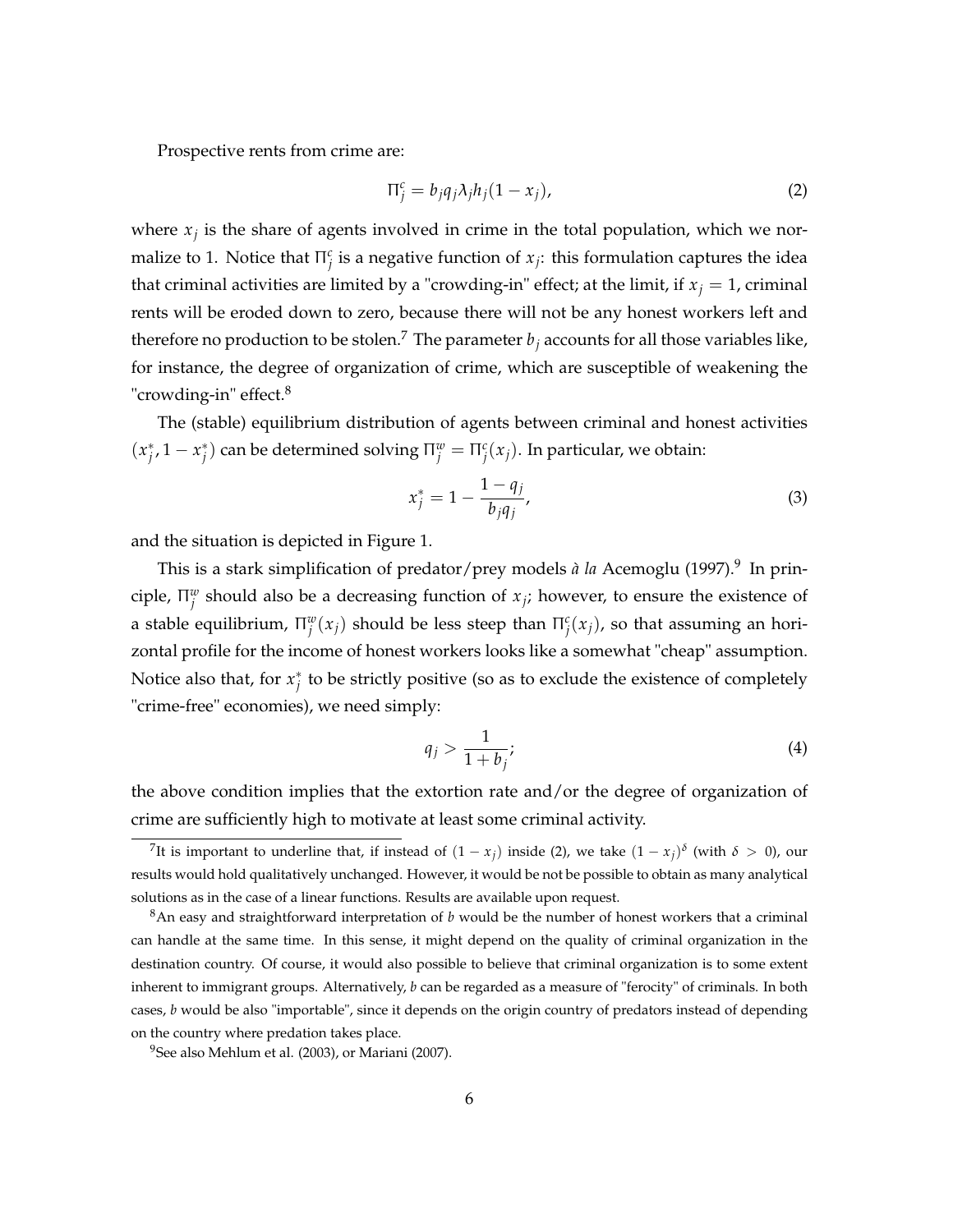Prospective rents from crime are:

$$\Pi_j^c = b_j q_j \lambda_j h_j (1 - x_j), \tag{2}$$

where $x_j$ is the share of agents involved in crime in the total population, which we normalize to 1. Notice that $\Pi_j^c$ is a negative function of $x_j$: this formulation captures the idea that criminal activities are limited by a "crowding-in" effect; at the limit, if $x_j = 1$, criminal rents will be eroded down to zero, because there will not be any honest workers left and therefore no production to be stolen.[7] The parameter $b_j$ accounts for all those variables like, for instance, the degree of organization of crime, which are susceptible of weakening the "crowding-in" effect.[8]

The (stable) equilibrium distribution of agents between criminal and honest activities $(x_j^*, 1 - x_j^*)$ can be determined solving $\Pi_j^w = \Pi_j^c(x_j)$. In particular, we obtain:

$$x_j^* = 1 - \frac{1 - q_j}{b_j q_j}, \tag{3}$$

and the situation is depicted in Figure 1.

This is a stark simplification of predator/prey models *à la* Acemoglu (1997).[9] In principle, $\Pi_j^w$ should also be a decreasing function of $x_j$; however, to ensure the existence of a stable equilibrium, $\Pi_j^w(x_j)$ should be less steep than $\Pi_j^c(x_j)$, so that assuming an horizontal profile for the income of honest workers looks like a somewhat "cheap" assumption. Notice also that, for $x_j^*$ to be strictly positive (so as to exclude the existence of completely "crime-free" economies), we need simply:

$$q_j > \frac{1}{1 + b_j}; \tag{4}$$

the above condition implies that the extortion rate and/or the degree of organization of crime are sufficiently high to motivate at least some criminal activity.

---

[7] It is important to underline that, if instead of $(1 - x_j)$ inside (2), we take $(1 - x_j)^\delta$ (with $\delta > 0$), our results would hold qualitatively unchanged. However, it would be not be possible to obtain as many analytical solutions as in the case of a linear functions. Results are available upon request.

[8] An easy and straightforward interpretation of $b$ would be the number of honest workers that a criminal can handle at the same time. In this sense, it might depend on the quality of criminal organization in the destination country. Of course, it would also possible to believe that criminal organization is to some extent inherent to immigrant groups. Alternatively, $b$ can be regarded as a measure of "ferocity" of criminals. In both cases, $b$ would be also "importable", since it depends on the origin country of predators instead of depending on the country where predation takes place.

[9] See also Mehlum et al. (2003), or Mariani (2007).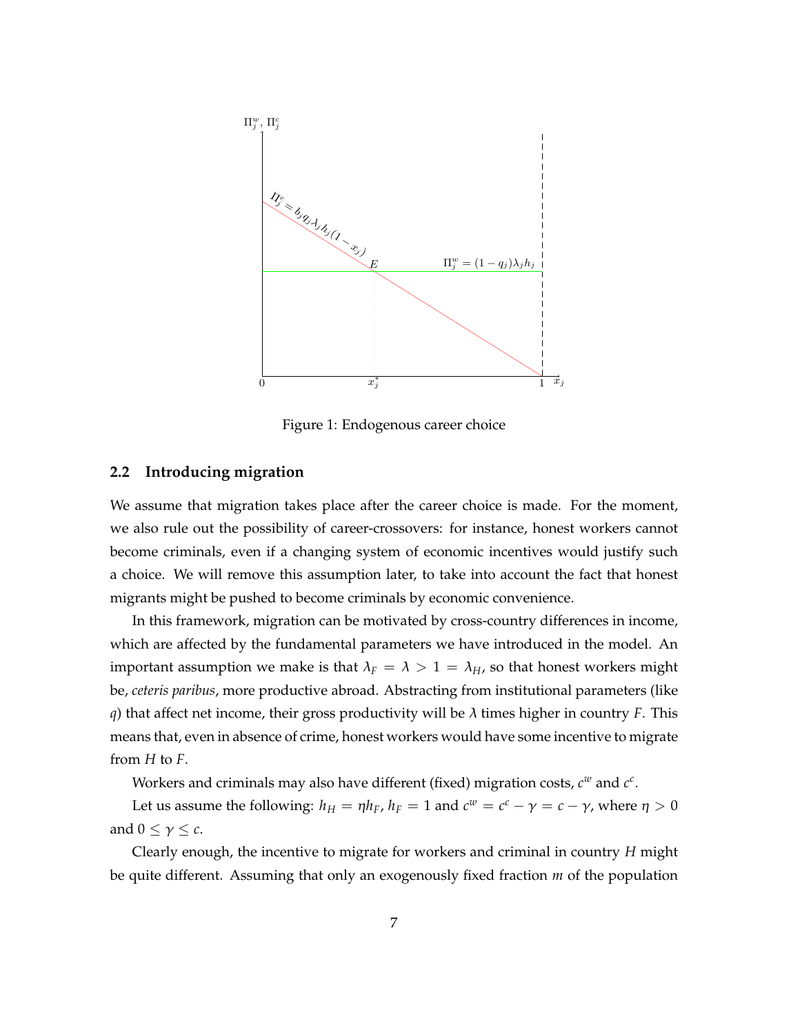Figure 1: Endogenous career choice

## 2.2 Introducing migration

We assume that migration takes place after the career choice is made. For the moment, we also rule out the possibility of career-crossovers: for instance, honest workers cannot become criminals, even if a changing system of economic incentives would justify such a choice. We will remove this assumption later, to take into account the fact that honest migrants might be pushed to become criminals by economic convenience.

In this framework, migration can be motivated by cross-country differences in income, which are affected by the fundamental parameters we have introduced in the model. An important assumption we make is that $\lambda_F = \lambda > 1 = \lambda_H$, so that honest workers might be, *ceteris paribus*, more productive abroad. Abstracting from institutional parameters (like $q$) that affect net income, their gross productivity will be $\lambda$ times higher in country $F$. This means that, even in absence of crime, honest workers would have some incentive to migrate from $H$ to $F$.

Workers and criminals may also have different (fixed) migration costs, $c^w$ and $c^c$.

Let us assume the following: $h_H = \eta h_F$, $h_F = 1$ and $c^w = c^c - \gamma = c - \gamma$, where $\eta > 0$ and $0 \leq \gamma \leq c$.

Clearly enough, the incentive to migrate for workers and criminal in country $H$ might be quite different. Assuming that only an exogenously fixed fraction $m$ of the population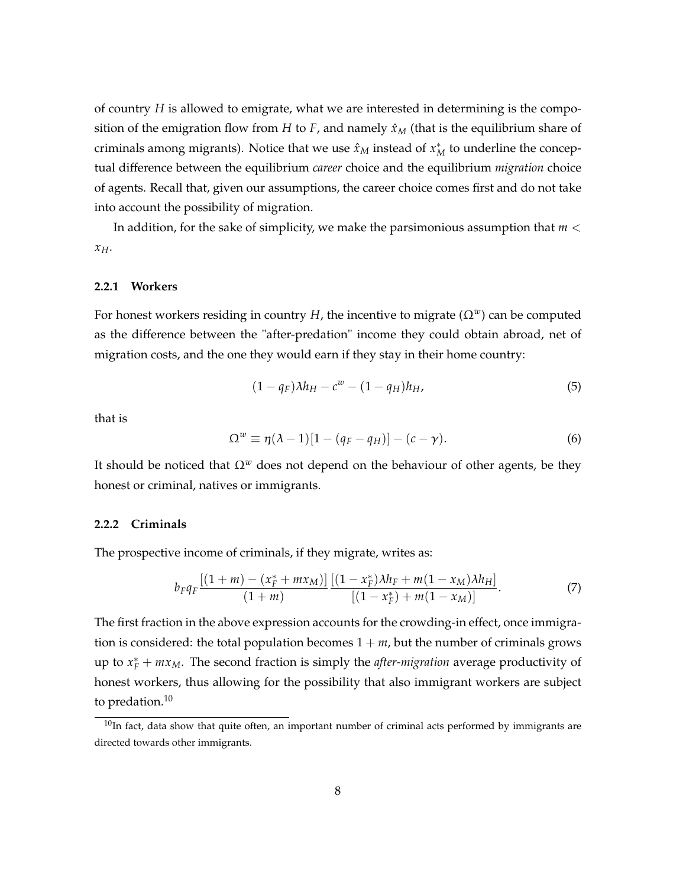of country $H$ is allowed to emigrate, what we are interested in determining is the composition of the emigration flow from $H$ to $F$, and namely $\hat{x}_M$ (that is the equilibrium share of criminals among migrants). Notice that we use $\hat{x}_M$ instead of $x^*_M$ to underline the conceptual difference between the equilibrium *career* choice and the equilibrium *migration* choice of agents. Recall that, given our assumptions, the career choice comes first and do not take into account the possibility of migration.

In addition, for the sake of simplicity, we make the parsimonious assumption that $m < x_H$.

### 2.2.1 Workers

For honest workers residing in country $H$, the incentive to migrate ($\Omega^w$) can be computed as the difference between the "after-predation" income they could obtain abroad, net of migration costs, and the one they would earn if they stay in their home country:

$$(1 - q_F)\lambda h_H - c^w - (1 - q_H)h_H, \tag{5}$$

that is

$$\Omega^w \equiv \eta(\lambda - 1)[1 - (q_F - q_H)] - (c - \gamma). \tag{6}$$

It should be noticed that $\Omega^w$ does not depend on the behaviour of other agents, be they honest or criminal, natives or immigrants.

### 2.2.2 Criminals

The prospective income of criminals, if they migrate, writes as:

$$b_F q_F \frac{[(1 + m) - (x^*_F + m x_M)]}{(1 + m)} \frac{[(1 - x^*_F)\lambda h_F + m(1 - x_M)\lambda h_H]}{[(1 - x^*_F) + m(1 - x_M)]}. \tag{7}$$

The first fraction in the above expression accounts for the crowding-in effect, once immigration is considered: the total population becomes $1 + m$, but the number of criminals grows up to $x^*_F + m x_M$. The second fraction is simply the *after-migration* average productivity of honest workers, thus allowing for the possibility that also immigrant workers are subject to predation.[10]

[10] In fact, data show that quite often, an important number of criminal acts performed by immigrants are directed towards other immigrants.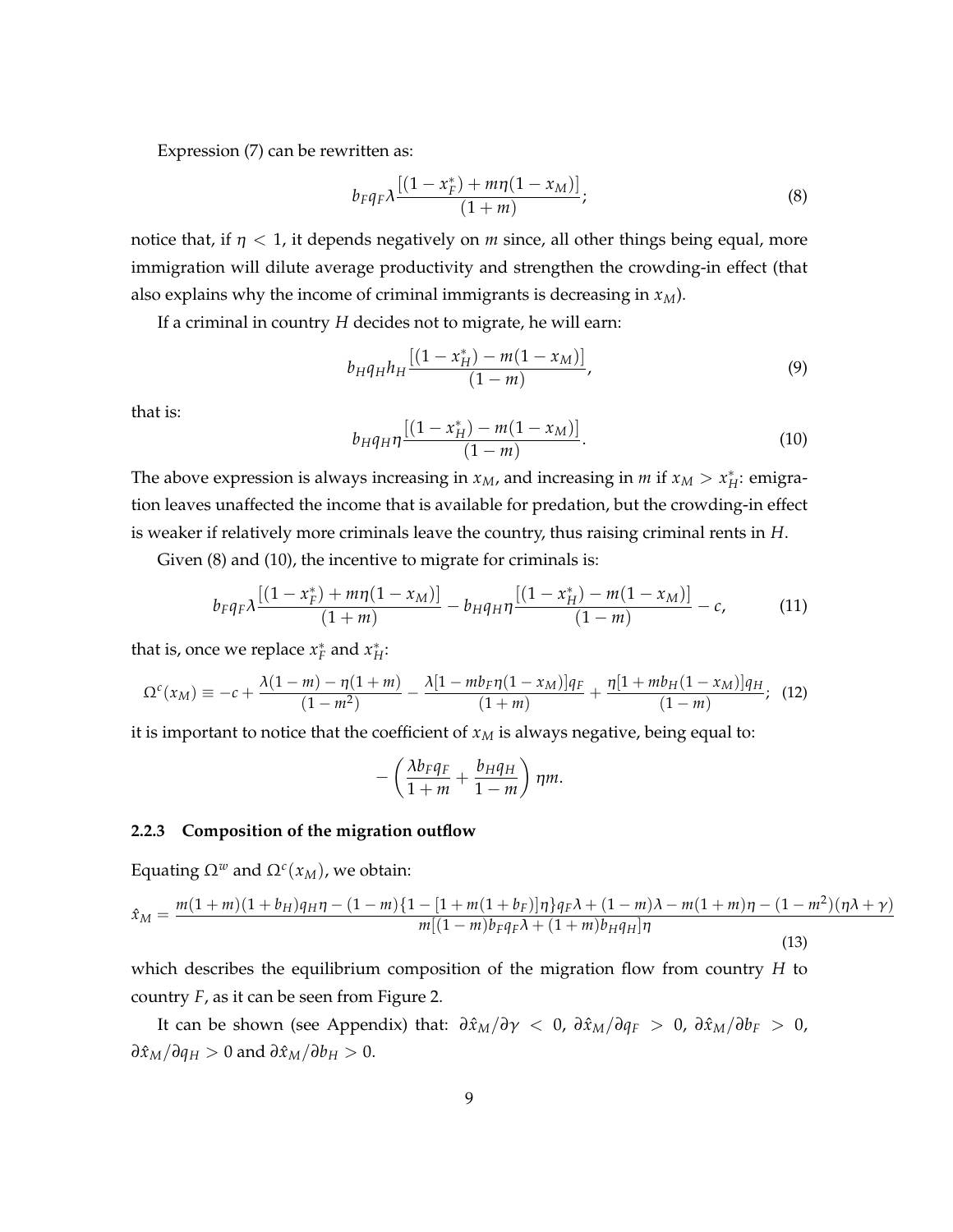Expression (7) can be rewritten as:

$$b_F q_F \lambda \frac{[(1-x_F^*) + m\eta(1-x_M)]}{(1+m)}; \tag{8}$$

notice that, if $\eta < 1$, it depends negatively on $m$ since, all other things being equal, more immigration will dilute average productivity and strengthen the crowding-in effect (that also explains why the income of criminal immigrants is decreasing in $x_M$).

If a criminal in country $H$ decides not to migrate, he will earn:

$$b_H q_H h_H \frac{[(1-x_H^*) - m(1-x_M)]}{(1-m)}, \tag{9}$$

that is:

$$b_H q_H \eta \frac{[(1-x_H^*) - m(1-x_M)]}{(1-m)}. \tag{10}$$

The above expression is always increasing in $x_M$, and increasing in $m$ if $x_M > x_H^*$: emigration leaves unaffected the income that is available for predation, but the crowding-in effect is weaker if relatively more criminals leave the country, thus raising criminal rents in $H$.

Given (8) and (10), the incentive to migrate for criminals is:

$$b_F q_F \lambda \frac{[(1-x_F^*) + m\eta(1-x_M)]}{(1+m)} - b_H q_H \eta \frac{[(1-x_H^*) - m(1-x_M)]}{(1-m)} - c, \tag{11}$$

that is, once we replace $x_F^*$ and $x_H^*$:

$$\Omega^c(x_M) \equiv -c + \frac{\lambda(1-m) - \eta(1+m)}{(1-m^2)} - \frac{\lambda[1 - mb_F\eta(1-x_M)]q_F}{(1+m)} + \frac{\eta[1 + mb_H(1-x_M)]q_H}{(1-m)}; \tag{12}$$

it is important to notice that the coefficient of $x_M$ is always negative, being equal to:

$$-\left(\frac{\lambda b_F q_F}{1+m} + \frac{b_H q_H}{1-m}\right)\eta m.$$

#### 2.2.3 Composition of the migration outflow

Equating $\Omega^w$ and $\Omega^c(x_M)$, we obtain:

$$\hat{x}_M = \frac{m(1+m)(1+b_H)q_H\eta - (1-m)\{1 - [1 + m(1+b_F)]\eta\}q_F\lambda + (1-m)\lambda - m(1+m)\eta - (1-m^2)(\eta\lambda + \gamma)}{m[(1-m)b_F q_F \lambda + (1+m)b_H q_H]\eta} \tag{13}$$

which describes the equilibrium composition of the migration flow from country $H$ to country $F$, as it can be seen from Figure 2.

It can be shown (see Appendix) that: $\partial\hat{x}_M/\partial\gamma < 0$, $\partial\hat{x}_M/\partial q_F > 0$, $\partial\hat{x}_M/\partial b_F > 0$, $\partial\hat{x}_M/\partial q_H > 0$ and $\partial\hat{x}_M/\partial b_H > 0$.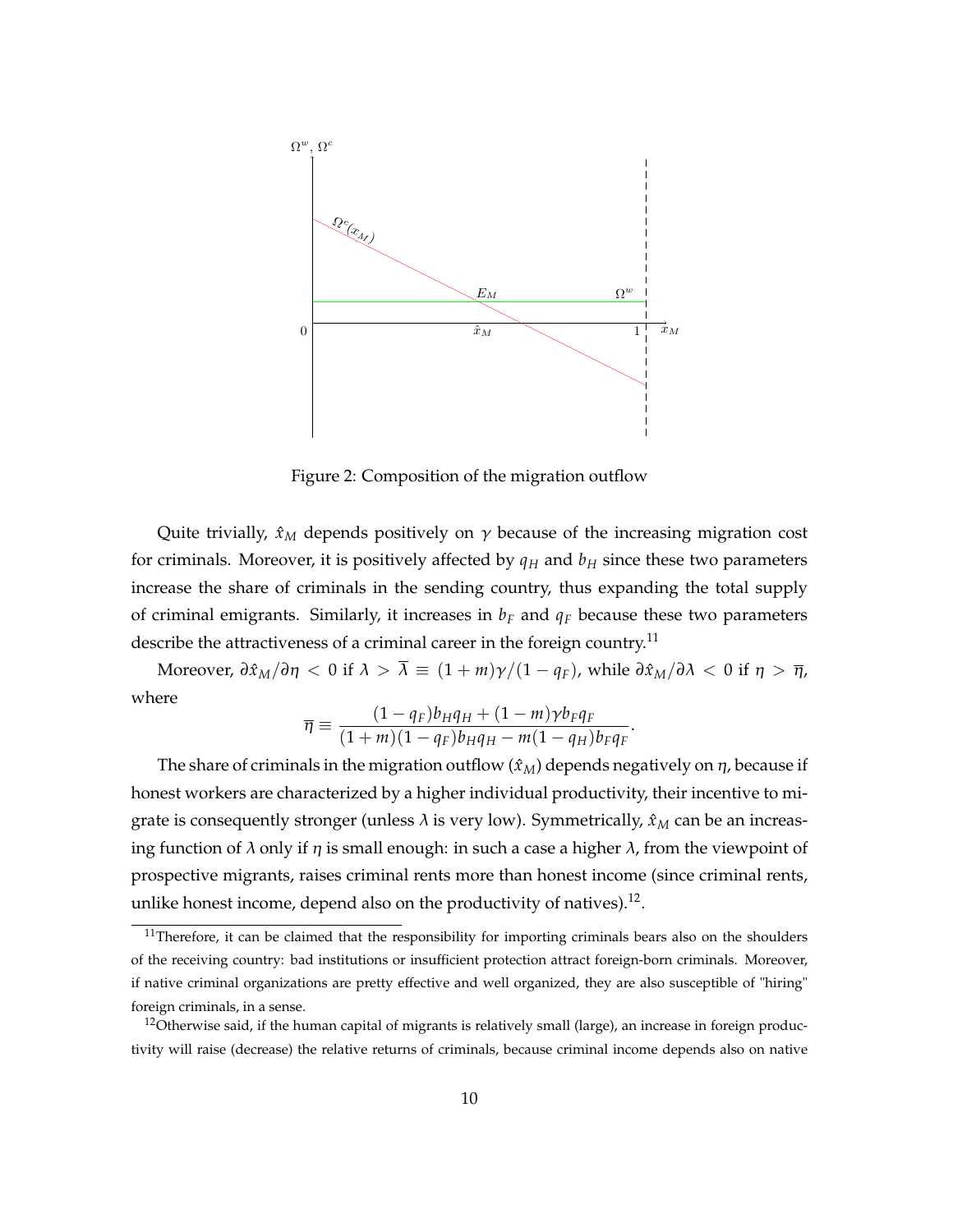Figure 2: Composition of the migration outflow

Quite trivially, $\hat{x}_M$ depends positively on $\gamma$ because of the increasing migration cost for criminals. Moreover, it is positively affected by $q_H$ and $b_H$ since these two parameters increase the share of criminals in the sending country, thus expanding the total supply of criminal emigrants. Similarly, it increases in $b_F$ and $q_F$ because these two parameters describe the attractiveness of a criminal career in the foreign country.[11]

Moreover, $\partial \hat{x}_M / \partial \eta < 0$ if $\lambda > \overline{\lambda} \equiv (1+m)\gamma/(1-q_F)$, while $\partial \hat{x}_M / \partial \lambda < 0$ if $\eta > \overline{\eta}$, where

$$\overline{\eta} \equiv \frac{(1-q_F)b_H q_H + (1-m)\gamma b_F q_F}{(1+m)(1-q_F)b_H q_H - m(1-q_H)b_F q_F}.$$

The share of criminals in the migration outflow ($\hat{x}_M$) depends negatively on $\eta$, because if honest workers are characterized by a higher individual productivity, their incentive to migrate is consequently stronger (unless $\lambda$ is very low). Symmetrically, $\hat{x}_M$ can be an increasing function of $\lambda$ only if $\eta$ is small enough: in such a case a higher $\lambda$, from the viewpoint of prospective migrants, raises criminal rents more than honest income (since criminal rents, unlike honest income, depend also on the productivity of natives).[12].

[11] Therefore, it can be claimed that the responsibility for importing criminals bears also on the shoulders of the receiving country: bad institutions or insufficient protection attract foreign-born criminals. Moreover, if native criminal organizations are pretty effective and well organized, they are also susceptible of "hiring" foreign criminals, in a sense.

[12] Otherwise said, if the human capital of migrants is relatively small (large), an increase in foreign productivity will raise (decrease) the relative returns of criminals, because criminal income depends also on native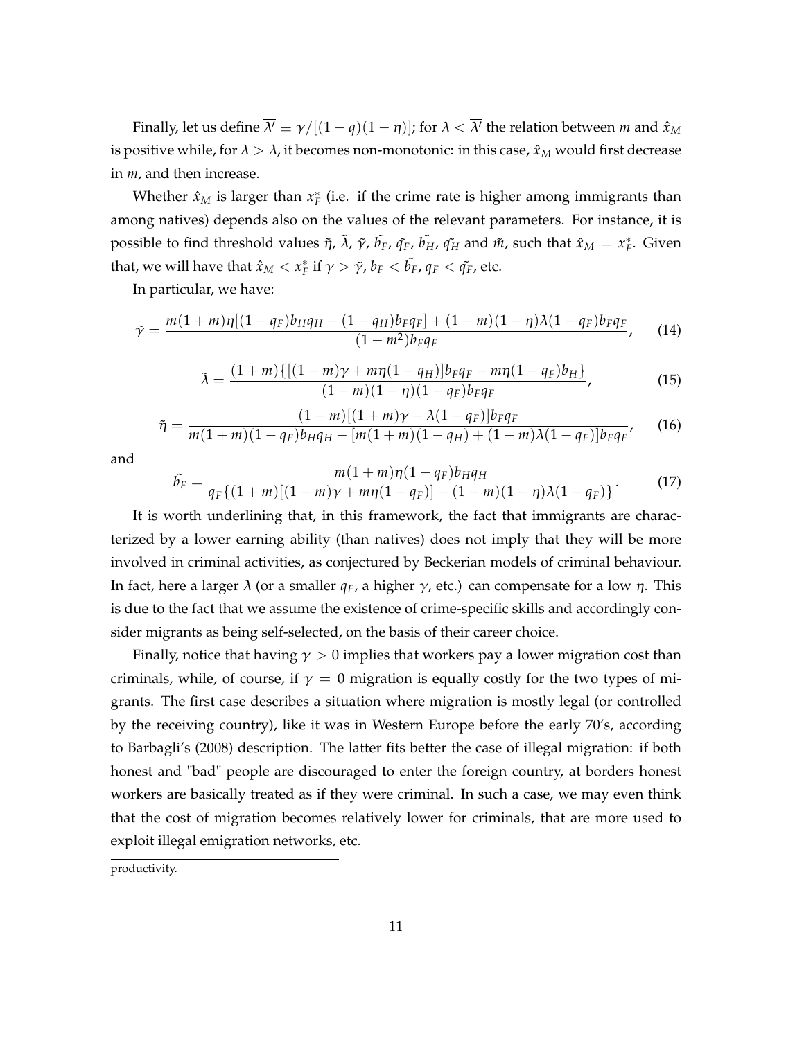Finally, let us define $\overline{\lambda'} \equiv \gamma/[(1-q)(1-\eta)]$; for $\lambda < \overline{\lambda'}$ the relation between $m$ and $\hat{x}_M$ is positive while, for $\lambda > \overline{\lambda}$, it becomes non-monotonic: in this case, $\hat{x}_M$ would first decrease in $m$, and then increase.

Whether $\hat{x}_M$ is larger than $x_F^*$ (i.e. if the crime rate is higher among immigrants than among natives) depends also on the values of the relevant parameters. For instance, it is possible to find threshold values $\tilde{\eta}$, $\tilde{\lambda}$, $\tilde{\gamma}$, $\tilde{b_F}$, $\tilde{q_F}$, $\tilde{b_H}$, $\tilde{q_H}$ and $\tilde{m}$, such that $\hat{x}_M = x_F^*$. Given that, we will have that $\hat{x}_M < x_F^*$ if $\gamma > \tilde{\gamma}$, $b_F < \tilde{b_F}$, $q_F < \tilde{q_F}$, etc.

In particular, we have:

$$\tilde{\gamma} = \frac{m(1+m)\eta[(1-q_F)b_H q_H - (1-q_H)b_F q_F] + (1-m)(1-\eta)\lambda(1-q_F)b_F q_F}{(1-m^2)b_F q_F}, \tag{14}$$

$$\tilde{\lambda} = \frac{(1+m)\{[(1-m)\gamma + m\eta(1-q_H)]b_F q_F - m\eta(1-q_F)b_H\}}{(1-m)(1-\eta)(1-q_F)b_F q_F}, \tag{15}$$

$$\tilde{\eta} = \frac{(1-m)[(1+m)\gamma - \lambda(1-q_F)]b_F q_F}{m(1+m)(1-q_F)b_H q_H - [m(1+m)(1-q_H) + (1-m)\lambda(1-q_F)]b_F q_F}, \tag{16}$$

and

$$\tilde{b_F} = \frac{m(1+m)\eta(1-q_F)b_H q_H}{q_F\{(1+m)[(1-m)\gamma + m\eta(1-q_F)] - (1-m)(1-\eta)\lambda(1-q_F)\}}. \tag{17}$$

It is worth underlining that, in this framework, the fact that immigrants are characterized by a lower earning ability (than natives) does not imply that they will be more involved in criminal activities, as conjectured by Beckerian models of criminal behaviour. In fact, here a larger $\lambda$ (or a smaller $q_F$, a higher $\gamma$, etc.) can compensate for a low $\eta$. This is due to the fact that we assume the existence of crime-specific skills and accordingly consider migrants as being self-selected, on the basis of their career choice.

Finally, notice that having $\gamma > 0$ implies that workers pay a lower migration cost than criminals, while, of course, if $\gamma = 0$ migration is equally costly for the two types of migrants. The first case describes a situation where migration is mostly legal (or controlled by the receiving country), like it was in Western Europe before the early 70's, according to Barbagli's (2008) description. The latter fits better the case of illegal migration: if both honest and "bad" people are discouraged to enter the foreign country, at borders honest workers are basically treated as if they were criminal. In such a case, we may even think that the cost of migration becomes relatively lower for criminals, that are more used to exploit illegal emigration networks, etc.

productivity.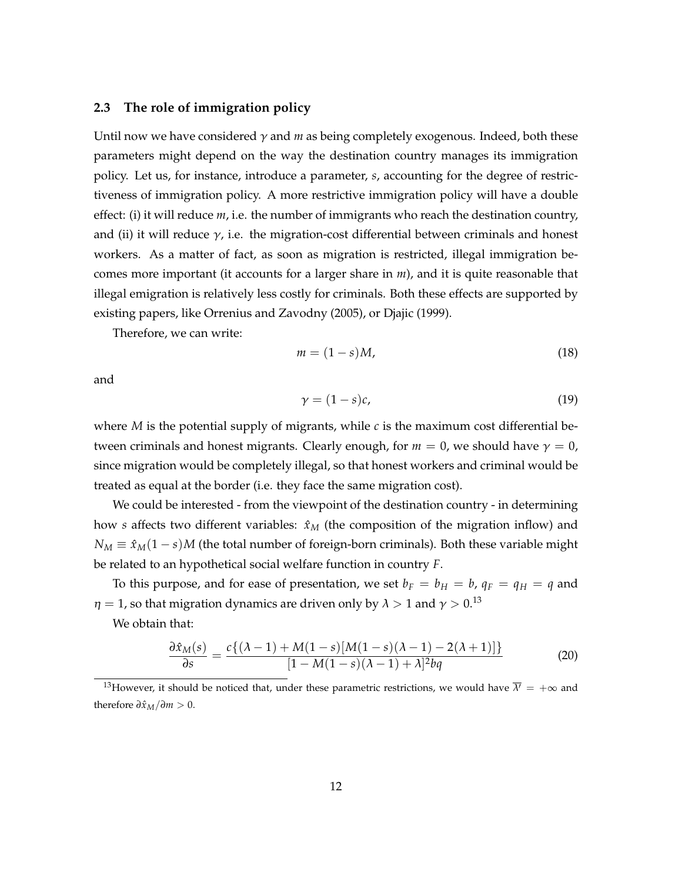### 2.3 The role of immigration policy

Until now we have considered $\gamma$ and $m$ as being completely exogenous. Indeed, both these parameters might depend on the way the destination country manages its immigration policy. Let us, for instance, introduce a parameter, $s$, accounting for the degree of restrictiveness of immigration policy. A more restrictive immigration policy will have a double effect: (i) it will reduce $m$, i.e. the number of immigrants who reach the destination country, and (ii) it will reduce $\gamma$, i.e. the migration-cost differential between criminals and honest workers. As a matter of fact, as soon as migration is restricted, illegal immigration becomes more important (it accounts for a larger share in $m$), and it is quite reasonable that illegal emigration is relatively less costly for criminals. Both these effects are supported by existing papers, like Orrenius and Zavodny (2005), or Djajic (1999).

Therefore, we can write:

$$m = (1-s)M, \tag{18}$$

and

$$\gamma = (1-s)c, \tag{19}$$

where $M$ is the potential supply of migrants, while $c$ is the maximum cost differential between criminals and honest migrants. Clearly enough, for $m = 0$, we should have $\gamma = 0$, since migration would be completely illegal, so that honest workers and criminal would be treated as equal at the border (i.e. they face the same migration cost).

We could be interested - from the viewpoint of the destination country - in determining how $s$ affects two different variables: $\hat{x}_M$ (the composition of the migration inflow) and $N_M \equiv \hat{x}_M(1-s)M$ (the total number of foreign-born criminals). Both these variable might be related to an hypothetical social welfare function in country $F$.

To this purpose, and for ease of presentation, we set $b_F = b_H = b$, $q_F = q_H = q$ and $\eta = 1$, so that migration dynamics are driven only by $\lambda > 1$ and $\gamma > 0$.[13]

We obtain that:

$$\frac{\partial \hat{x}_M(s)}{\partial s} = \frac{c\{(\lambda-1) + M(1-s)[M(1-s)(\lambda-1) - 2(\lambda+1)]\}}{[1 - M(1-s)(\lambda-1) + \lambda]^2 bq} \tag{20}$$

[13] However, it should be noticed that, under these parametric restrictions, we would have $\overline{\lambda'} = +\infty$ and therefore $\partial \hat{x}_M / \partial m > 0$.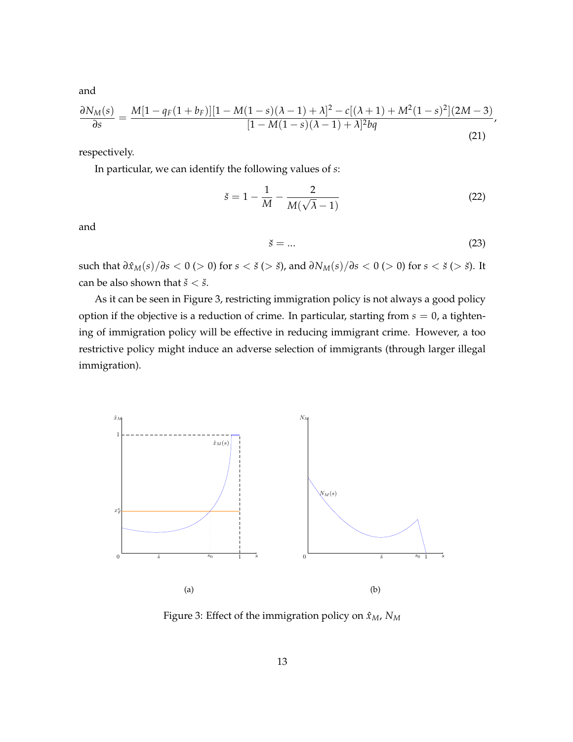and

$$\frac{\partial N_M(s)}{\partial s} = \frac{M[1 - q_F(1+b_F)][1 - M(1-s)(\lambda - 1) + \lambda]^2 - c[(\lambda+1) + M^2(1-s)^2](2M-3)}{[1 - M(1-s)(\lambda-1) + \lambda]^2 bq}, \tag{21}$$

respectively.

In particular, we can identify the following values of $s$:

$$\check{s} = 1 - \frac{1}{M} - \frac{2}{M(\sqrt{\lambda} - 1)} \tag{22}$$

and

$$\check{s} = ... \tag{23}$$

such that $\partial \hat{x}_M(s)/\partial s < 0$ $(> 0)$ for $s < \check{s}$ $(> \check{s})$, and $\partial N_M(s)/\partial s < 0$ $(> 0)$ for $s < \check{s}$ $(> \check{s})$. It can be also shown that $\check{s} < \check{s}$.

As it can be seen in Figure 3, restricting immigration policy is not always a good policy option if the objective is a reduction of crime. In particular, starting from $s = 0$, a tightening of immigration policy will be effective in reducing immigrant crime. However, a too restrictive policy might induce an adverse selection of immigrants (through larger illegal immigration).

(a)

(b)

Figure 3: Effect of the immigration policy on $\hat{x}_M$, $N_M$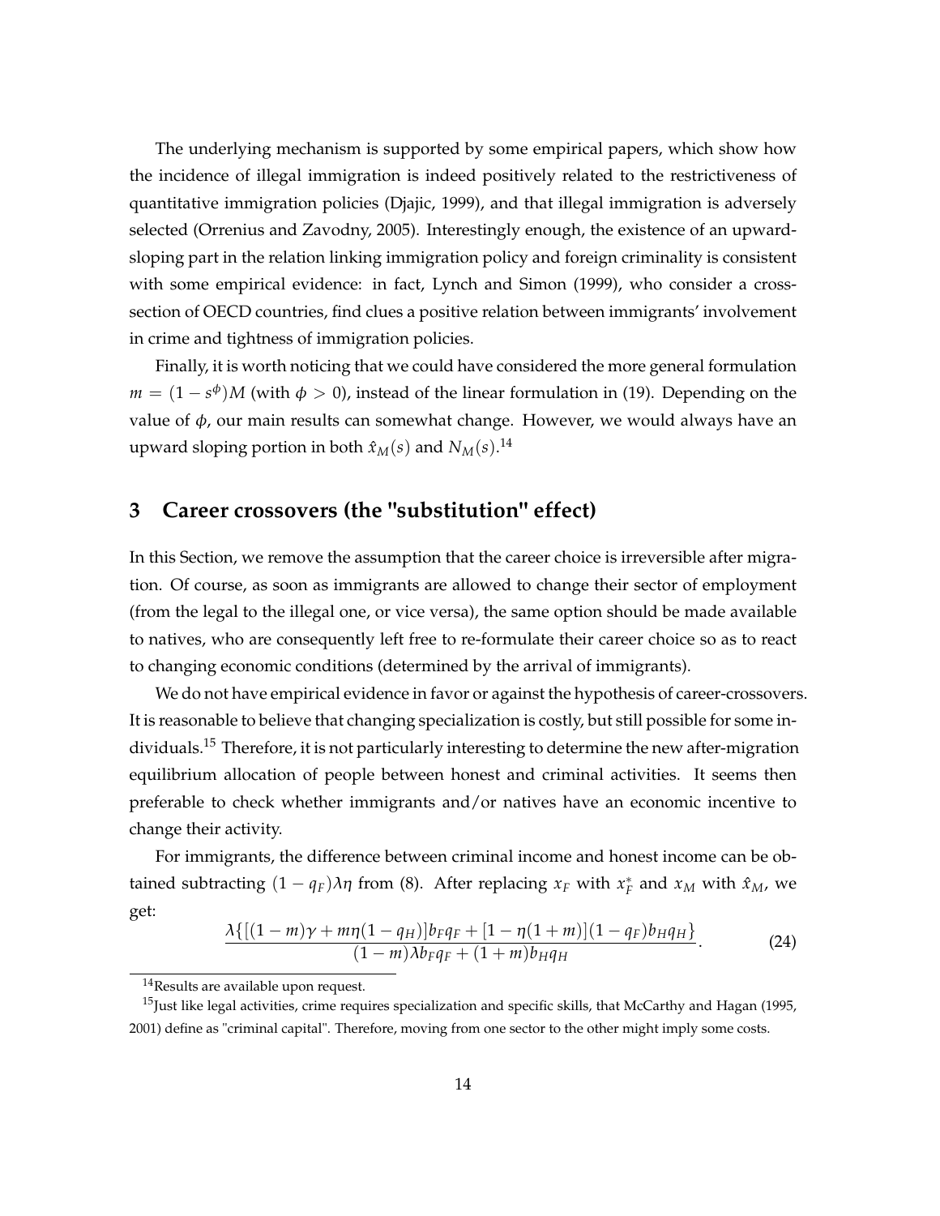The underlying mechanism is supported by some empirical papers, which show how the incidence of illegal immigration is indeed positively related to the restrictiveness of quantitative immigration policies (Djajic, 1999), and that illegal immigration is adversely selected (Orrenius and Zavodny, 2005). Interestingly enough, the existence of an upward-sloping part in the relation linking immigration policy and foreign criminality is consistent with some empirical evidence: in fact, Lynch and Simon (1999), who consider a cross-section of OECD countries, find clues a positive relation between immigrants' involvement in crime and tightness of immigration policies.

Finally, it is worth noticing that we could have considered the more general formulation $m = (1 - s^{\phi})M$ (with $\phi > 0$), instead of the linear formulation in (19). Depending on the value of $\phi$, our main results can somewhat change. However, we would always have an upward sloping portion in both $\hat{x}_M(s)$ and $N_M(s)$.[14]

## 3 Career crossovers (the "substitution" effect)

In this Section, we remove the assumption that the career choice is irreversible after migration. Of course, as soon as immigrants are allowed to change their sector of employment (from the legal to the illegal one, or vice versa), the same option should be made available to natives, who are consequently left free to re-formulate their career choice so as to react to changing economic conditions (determined by the arrival of immigrants).

We do not have empirical evidence in favor or against the hypothesis of career-crossovers. It is reasonable to believe that changing specialization is costly, but still possible for some individuals.[15] Therefore, it is not particularly interesting to determine the new after-migration equilibrium allocation of people between honest and criminal activities. It seems then preferable to check whether immigrants and/or natives have an economic incentive to change their activity.

For immigrants, the difference between criminal income and honest income can be obtained subtracting $(1 - q_F)\lambda\eta$ from (8). After replacing $x_F$ with $x_F^*$ and $x_M$ with $\hat{x}_M$, we get:

$$\frac{\lambda\{[(1-m)\gamma + m\eta(1-q_H)]b_F q_F + [1-\eta(1+m)](1-q_F)b_H q_H\}}{(1-m)\lambda b_F q_F + (1+m)b_H q_H}. \tag{24}$$

[14] Results are available upon request.

[15] Just like legal activities, crime requires specialization and specific skills, that McCarthy and Hagan (1995, 2001) define as "criminal capital". Therefore, moving from one sector to the other might imply some costs.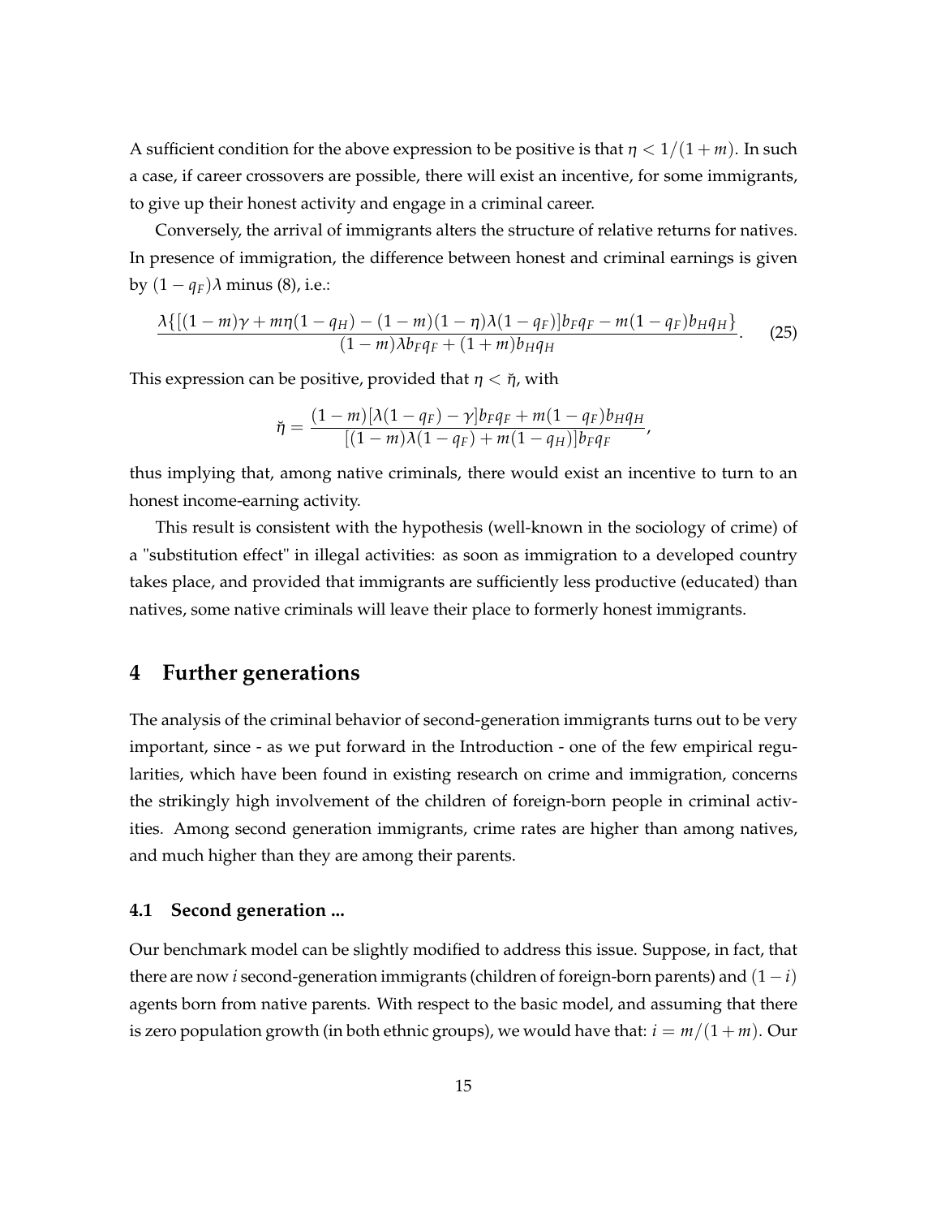A sufficient condition for the above expression to be positive is that $\eta < 1/(1+m)$. In such a case, if career crossovers are possible, there will exist an incentive, for some immigrants, to give up their honest activity and engage in a criminal career.

Conversely, the arrival of immigrants alters the structure of relative returns for natives. In presence of immigration, the difference between honest and criminal earnings is given by $(1-q_F)\lambda$ minus (8), i.e.:

$$\frac{\lambda\{[(1-m)\gamma + m\eta(1-q_H) - (1-m)(1-\eta)\lambda(1-q_F)]b_F q_F - m(1-q_F)b_H q_H\}}{(1-m)\lambda b_F q_F + (1+m)b_H q_H}. \tag{25}$$

This expression can be positive, provided that $\eta < \breve{\eta}$, with

$$\breve{\eta} = \frac{(1-m)[\lambda(1-q_F) - \gamma]b_F q_F + m(1-q_F)b_H q_H}{[(1-m)\lambda(1-q_F) + m(1-q_H)]b_F q_F},$$

thus implying that, among native criminals, there would exist an incentive to turn to an honest income-earning activity.

This result is consistent with the hypothesis (well-known in the sociology of crime) of a "substitution effect" in illegal activities: as soon as immigration to a developed country takes place, and provided that immigrants are sufficiently less productive (educated) than natives, some native criminals will leave their place to formerly honest immigrants.

## 4 Further generations

The analysis of the criminal behavior of second-generation immigrants turns out to be very important, since - as we put forward in the Introduction - one of the few empirical regularities, which have been found in existing research on crime and immigration, concerns the strikingly high involvement of the children of foreign-born people in criminal activities. Among second generation immigrants, crime rates are higher than among natives, and much higher than they are among their parents.

### 4.1 Second generation ...

Our benchmark model can be slightly modified to address this issue. Suppose, in fact, that there are now $i$ second-generation immigrants (children of foreign-born parents) and $(1-i)$ agents born from native parents. With respect to the basic model, and assuming that there is zero population growth (in both ethnic groups), we would have that: $i = m/(1+m)$. Our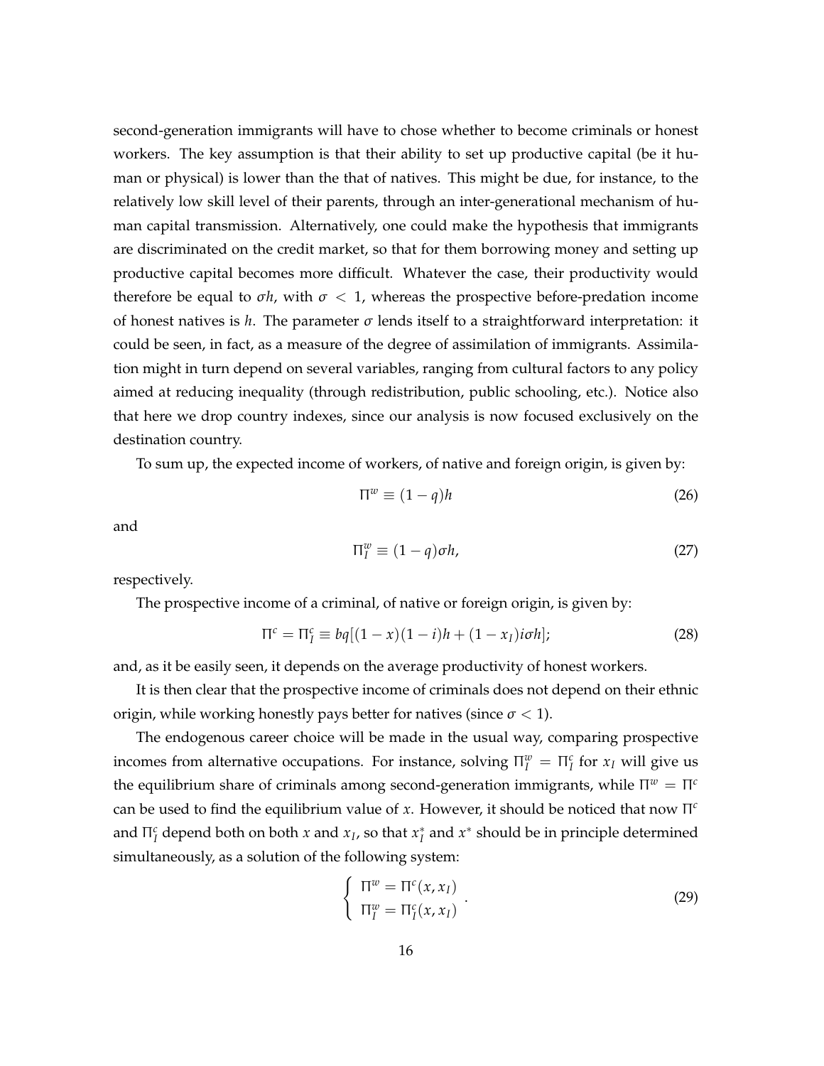second-generation immigrants will have to chose whether to become criminals or honest workers. The key assumption is that their ability to set up productive capital (be it human or physical) is lower than the that of natives. This might be due, for instance, to the relatively low skill level of their parents, through an inter-generational mechanism of human capital transmission. Alternatively, one could make the hypothesis that immigrants are discriminated on the credit market, so that for them borrowing money and setting up productive capital becomes more difficult. Whatever the case, their productivity would therefore be equal to $\sigma h$, with $\sigma < 1$, whereas the prospective before-predation income of honest natives is $h$. The parameter $\sigma$ lends itself to a straightforward interpretation: it could be seen, in fact, as a measure of the degree of assimilation of immigrants. Assimilation might in turn depend on several variables, ranging from cultural factors to any policy aimed at reducing inequality (through redistribution, public schooling, etc.). Notice also that here we drop country indexes, since our analysis is now focused exclusively on the destination country.

To sum up, the expected income of workers, of native and foreign origin, is given by:

$$\Pi^w \equiv (1-q)h \tag{26}$$

and

$$\Pi_I^w \equiv (1-q)\sigma h, \tag{27}$$

respectively.

The prospective income of a criminal, of native or foreign origin, is given by:

$$\Pi^c = \Pi_I^c \equiv bq[(1-x)(1-i)h + (1-x_I)i\sigma h]; \tag{28}$$

and, as it be easily seen, it depends on the average productivity of honest workers.

It is then clear that the prospective income of criminals does not depend on their ethnic origin, while working honestly pays better for natives (since $\sigma < 1$).

The endogenous career choice will be made in the usual way, comparing prospective incomes from alternative occupations. For instance, solving $\Pi_I^w = \Pi_I^c$ for $x_I$ will give us the equilibrium share of criminals among second-generation immigrants, while $\Pi^w = \Pi^c$ can be used to find the equilibrium value of $x$. However, it should be noticed that now $\Pi^c$ and $\Pi_I^c$ depend both on both $x$ and $x_I$, so that $x_I^*$ and $x^*$ should be in principle determined simultaneously, as a solution of the following system:

$$\begin{cases} \Pi^w = \Pi^c(x, x_I) \\ \Pi_I^w = \Pi_I^c(x, x_I) \end{cases}. \tag{29}$$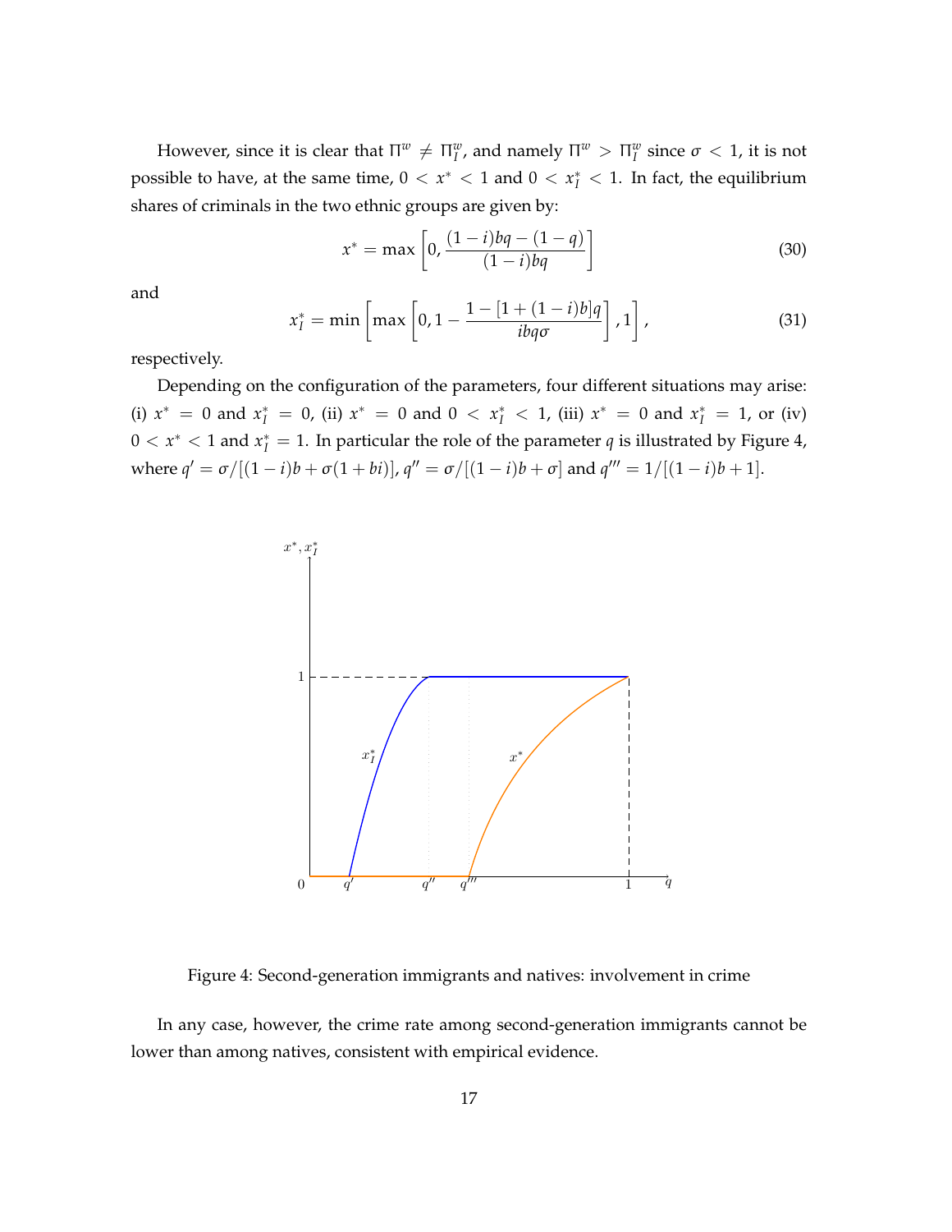However, since it is clear that $\Pi^w \neq \Pi_I^w$, and namely $\Pi^w > \Pi_I^w$ since $\sigma < 1$, it is not possible to have, at the same time, $0 < x^* < 1$ and $0 < x_I^* < 1$. In fact, the equilibrium shares of criminals in the two ethnic groups are given by:

$$x^* = \max\left[0, \frac{(1-i)bq - (1-q)}{(1-i)bq}\right] \tag{30}$$

and

$$x_I^* = \min\left[\max\left[0, 1 - \frac{1 - [1 + (1-i)b]q}{ibq\sigma}\right], 1\right], \tag{31}$$

respectively.

Depending on the configuration of the parameters, four different situations may arise: (i) $x^* = 0$ and $x_I^* = 0$, (ii) $x^* = 0$ and $0 < x_I^* < 1$, (iii) $x^* = 0$ and $x_I^* = 1$, or (iv) $0 < x^* < 1$ and $x_I^* = 1$. In particular the role of the parameter $q$ is illustrated by Figure 4, where $q' = \sigma/[(1-i)b + \sigma(1 + bi)]$, $q'' = \sigma/[(1-i)b + \sigma]$ and $q''' = 1/[(1-i)b + 1]$.

Figure 4: Second-generation immigrants and natives: involvement in crime

In any case, however, the crime rate among second-generation immigrants cannot be lower than among natives, consistent with empirical evidence.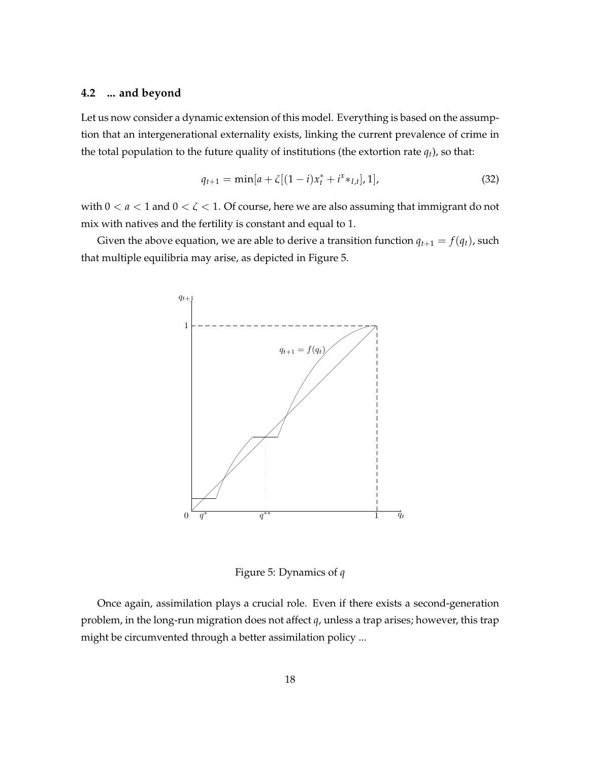### 4.2 ... and beyond

Let us now consider a dynamic extension of this model. Everything is based on the assumption that an intergenerational externality exists, linking the current prevalence of crime in the total population to the future quality of institutions (the extortion rate $q_t$), so that:

$$q_{t+1} = \min[a + \zeta[(1-i)x_t^* + i^x *_{I,t}], 1], \tag{32}$$

with $0 < a < 1$ and $0 < \zeta < 1$. Of course, here we are also assuming that immigrant do not mix with natives and the fertility is constant and equal to 1.

Given the above equation, we are able to derive a transition function $q_{t+1} = f(q_t)$, such that multiple equilibria may arise, as depicted in Figure 5.

Figure 5: Dynamics of $q$

Once again, assimilation plays a crucial role. Even if there exists a second-generation problem, in the long-run migration does not affect $q$, unless a trap arises; however, this trap might be circumvented through a better assimilation policy ...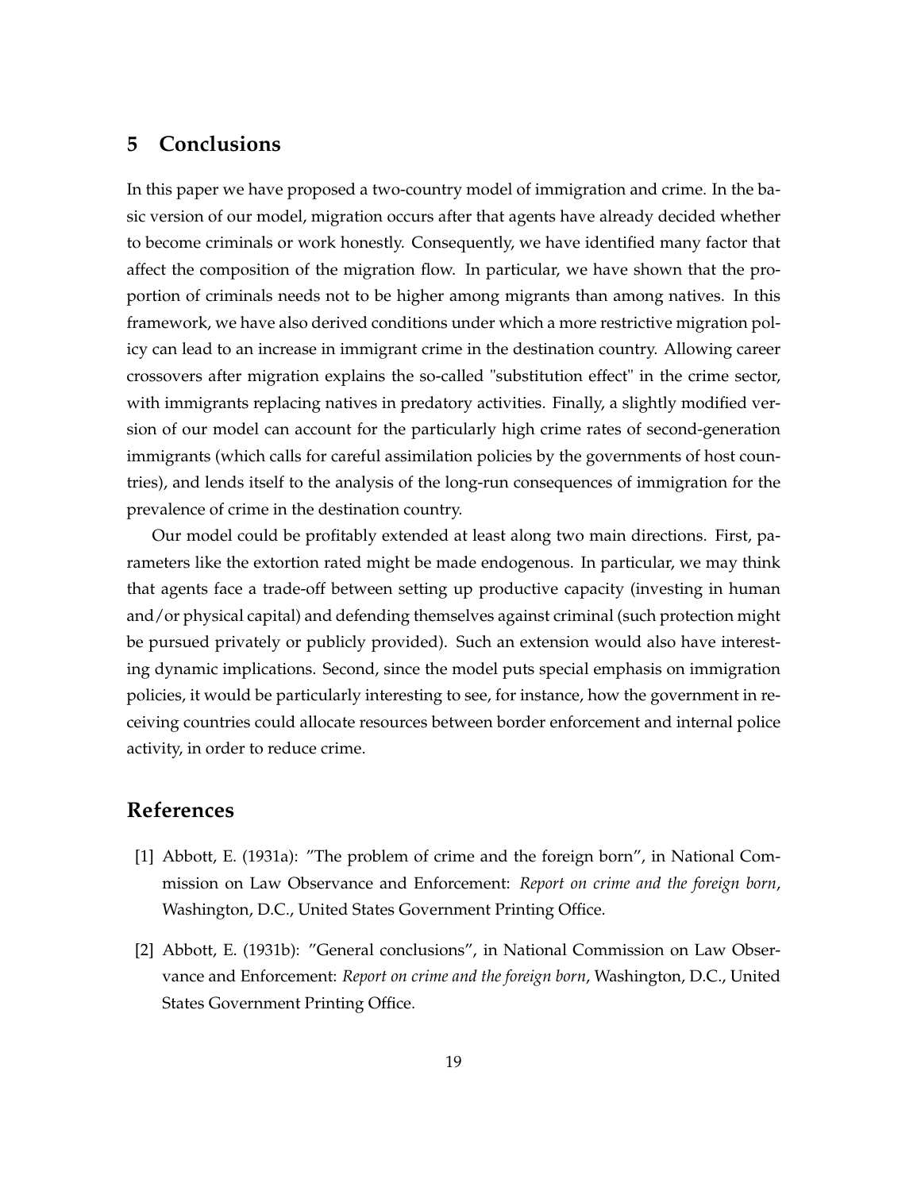## 5 Conclusions

In this paper we have proposed a two-country model of immigration and crime. In the basic version of our model, migration occurs after that agents have already decided whether to become criminals or work honestly. Consequently, we have identified many factor that affect the composition of the migration flow. In particular, we have shown that the proportion of criminals needs not to be higher among migrants than among natives. In this framework, we have also derived conditions under which a more restrictive migration policy can lead to an increase in immigrant crime in the destination country. Allowing career crossovers after migration explains the so-called "substitution effect" in the crime sector, with immigrants replacing natives in predatory activities. Finally, a slightly modified version of our model can account for the particularly high crime rates of second-generation immigrants (which calls for careful assimilation policies by the governments of host countries), and lends itself to the analysis of the long-run consequences of immigration for the prevalence of crime in the destination country.

Our model could be profitably extended at least along two main directions. First, parameters like the extortion rated might be made endogenous. In particular, we may think that agents face a trade-off between setting up productive capacity (investing in human and/or physical capital) and defending themselves against criminal (such protection might be pursued privately or publicly provided). Such an extension would also have interesting dynamic implications. Second, since the model puts special emphasis on immigration policies, it would be particularly interesting to see, for instance, how the government in receiving countries could allocate resources between border enforcement and internal police activity, in order to reduce crime.

## References

[1] Abbott, E. (1931a): "The problem of crime and the foreign born", in National Commission on Law Observance and Enforcement: *Report on crime and the foreign born*, Washington, D.C., United States Government Printing Office.

[2] Abbott, E. (1931b): "General conclusions", in National Commission on Law Observance and Enforcement: *Report on crime and the foreign born*, Washington, D.C., United States Government Printing Office.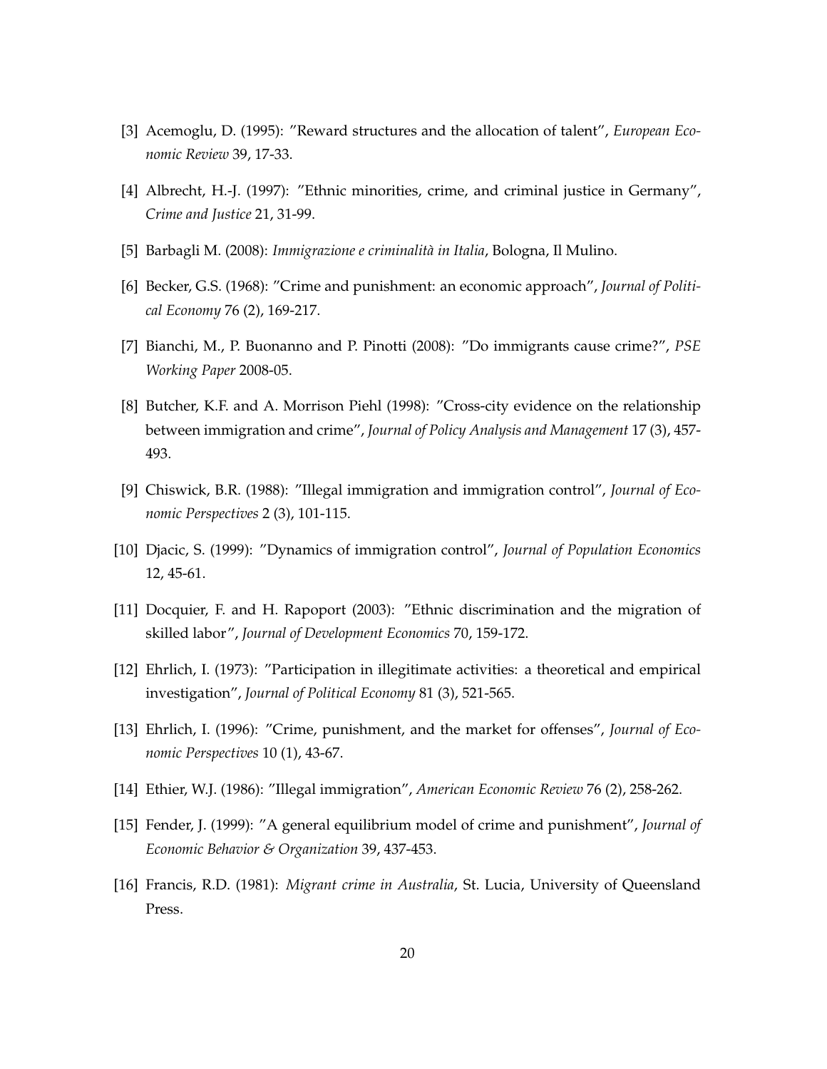[3] Acemoglu, D. (1995): "Reward structures and the allocation of talent", *European Economic Review* 39, 17-33.

[4] Albrecht, H.-J. (1997): "Ethnic minorities, crime, and criminal justice in Germany", *Crime and Justice* 21, 31-99.

[5] Barbagli M. (2008): *Immigrazione e criminalità in Italia*, Bologna, Il Mulino.

[6] Becker, G.S. (1968): "Crime and punishment: an economic approach", *Journal of Political Economy* 76 (2), 169-217.

[7] Bianchi, M., P. Buonanno and P. Pinotti (2008): "Do immigrants cause crime?", *PSE Working Paper* 2008-05.

[8] Butcher, K.F. and A. Morrison Piehl (1998): "Cross-city evidence on the relationship between immigration and crime", *Journal of Policy Analysis and Management* 17 (3), 457-493.

[9] Chiswick, B.R. (1988): "Illegal immigration and immigration control", *Journal of Economic Perspectives* 2 (3), 101-115.

[10] Djacic, S. (1999): "Dynamics of immigration control", *Journal of Population Economics* 12, 45-61.

[11] Docquier, F. and H. Rapoport (2003): "Ethnic discrimination and the migration of skilled labor", *Journal of Development Economics* 70, 159-172.

[12] Ehrlich, I. (1973): "Participation in illegitimate activities: a theoretical and empirical investigation", *Journal of Political Economy* 81 (3), 521-565.

[13] Ehrlich, I. (1996): "Crime, punishment, and the market for offenses", *Journal of Economic Perspectives* 10 (1), 43-67.

[14] Ethier, W.J. (1986): "Illegal immigration", *American Economic Review* 76 (2), 258-262.

[15] Fender, J. (1999): "A general equilibrium model of crime and punishment", *Journal of Economic Behavior & Organization* 39, 437-453.

[16] Francis, R.D. (1981): *Migrant crime in Australia*, St. Lucia, University of Queensland Press.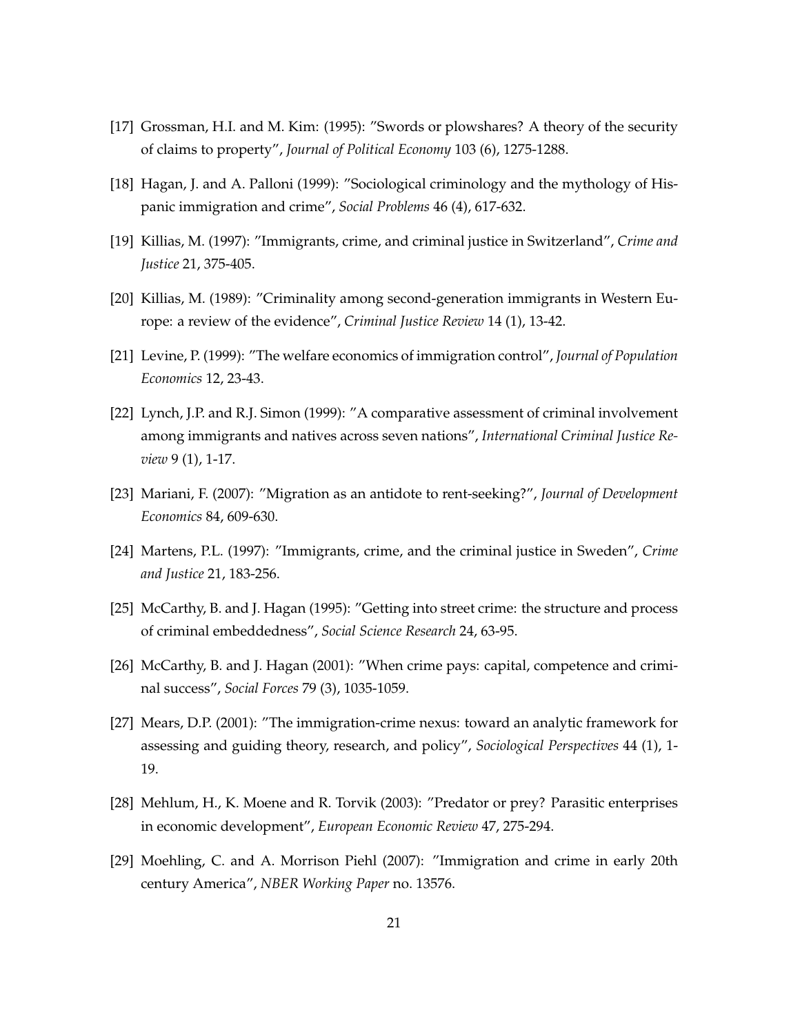[17] Grossman, H.I. and M. Kim: (1995): "Swords or plowshares? A theory of the security of claims to property", *Journal of Political Economy* 103 (6), 1275-1288.

[18] Hagan, J. and A. Palloni (1999): "Sociological criminology and the mythology of Hispanic immigration and crime", *Social Problems* 46 (4), 617-632.

[19] Killias, M. (1997): "Immigrants, crime, and criminal justice in Switzerland", *Crime and Justice* 21, 375-405.

[20] Killias, M. (1989): "Criminality among second-generation immigrants in Western Europe: a review of the evidence", *Criminal Justice Review* 14 (1), 13-42.

[21] Levine, P. (1999): "The welfare economics of immigration control", *Journal of Population Economics* 12, 23-43.

[22] Lynch, J.P. and R.J. Simon (1999): "A comparative assessment of criminal involvement among immigrants and natives across seven nations", *International Criminal Justice Review* 9 (1), 1-17.

[23] Mariani, F. (2007): "Migration as an antidote to rent-seeking?", *Journal of Development Economics* 84, 609-630.

[24] Martens, P.L. (1997): "Immigrants, crime, and the criminal justice in Sweden", *Crime and Justice* 21, 183-256.

[25] McCarthy, B. and J. Hagan (1995): "Getting into street crime: the structure and process of criminal embeddedness", *Social Science Research* 24, 63-95.

[26] McCarthy, B. and J. Hagan (2001): "When crime pays: capital, competence and criminal success", *Social Forces* 79 (3), 1035-1059.

[27] Mears, D.P. (2001): "The immigration-crime nexus: toward an analytic framework for assessing and guiding theory, research, and policy", *Sociological Perspectives* 44 (1), 1-19.

[28] Mehlum, H., K. Moene and R. Torvik (2003): "Predator or prey? Parasitic enterprises in economic development", *European Economic Review* 47, 275-294.

[29] Moehling, C. and A. Morrison Piehl (2007): "Immigration and crime in early 20th century America", *NBER Working Paper* no. 13576.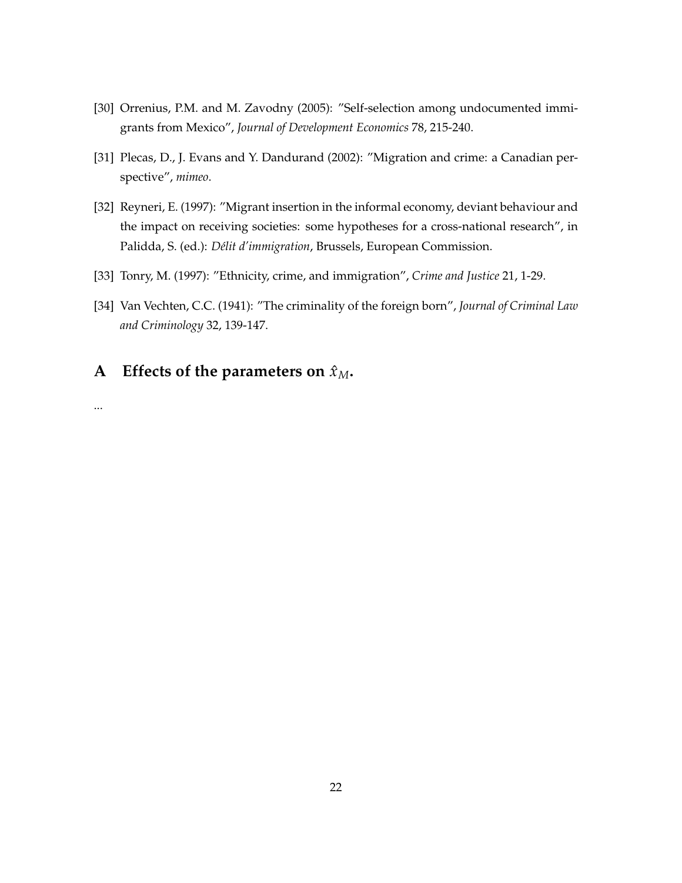[30] Orrenius, P.M. and M. Zavodny (2005): "Self-selection among undocumented immigrants from Mexico", *Journal of Development Economics* 78, 215-240.

[31] Plecas, D., J. Evans and Y. Dandurand (2002): "Migration and crime: a Canadian perspective", *mimeo*.

[32] Reyneri, E. (1997): "Migrant insertion in the informal economy, deviant behaviour and the impact on receiving societies: some hypotheses for a cross-national research", in Palidda, S. (ed.): *Délit d'immigration*, Brussels, European Commission.

[33] Tonry, M. (1997): "Ethnicity, crime, and immigration", *Crime and Justice* 21, 1-29.

[34] Van Vechten, C.C. (1941): "The criminality of the foreign born", *Journal of Criminal Law and Criminology* 32, 139-147.

# A Effects of the parameters on $\hat{x}_M$.

...